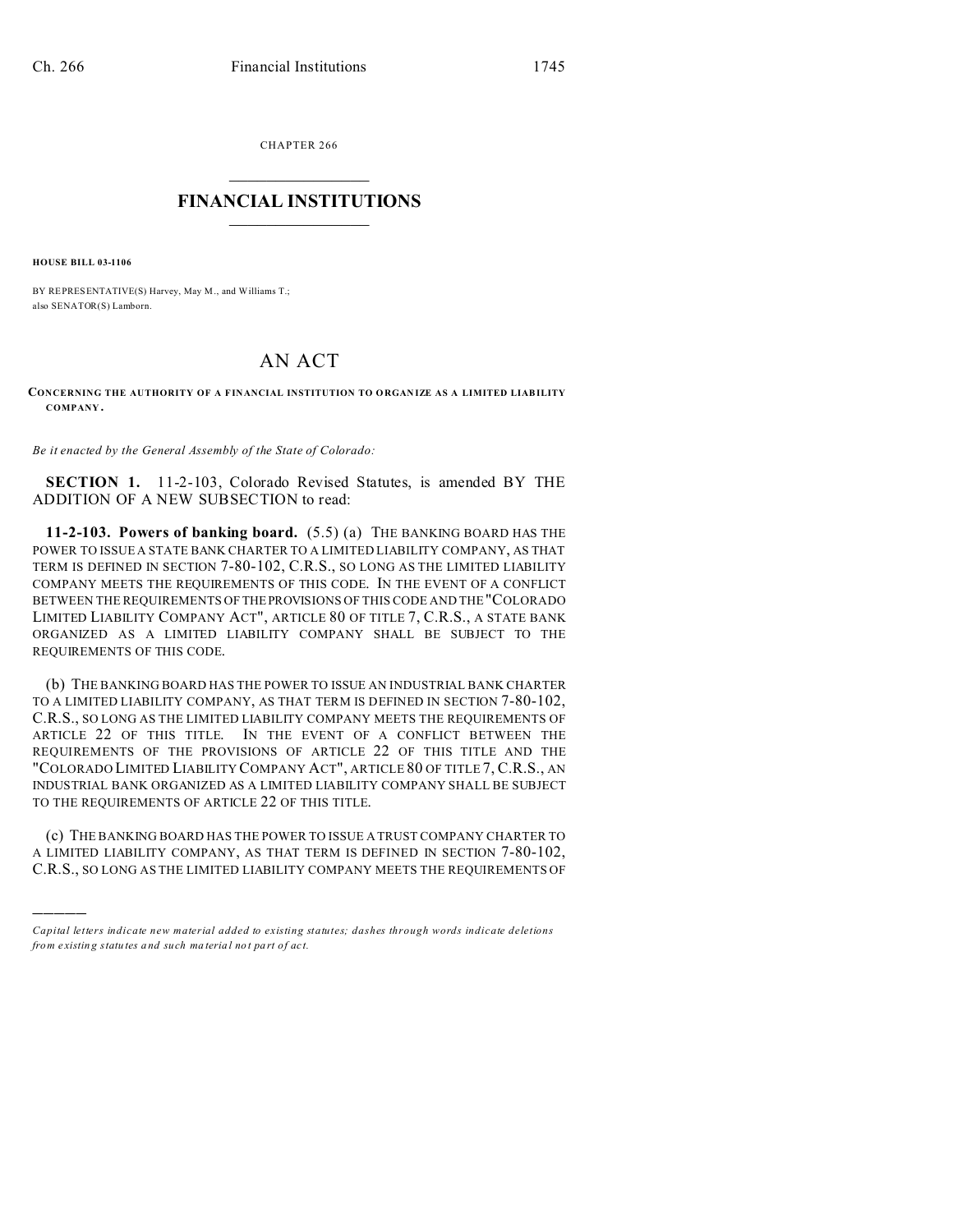CHAPTER 266

# FINANCIAL INSTITUTIONS

**HOUSE BILL 03-1106**

BY REPRESENTATIVE(S) Harvey, May M., and Williams T.;
also SENATOR(S) Lamborn.

# AN ACT

**CONCERNING THE AUTHORITY OF A FINANCIAL INSTITUTION TO ORGANIZE AS A LIMITED LIABILITY COMPANY.**

*Be it enacted by the General Assembly of the State of Colorado:*

**SECTION 1.** 11-2-103, Colorado Revised Statutes, is amended BY THE ADDITION OF A NEW SUBSECTION to read:

**11-2-103. Powers of banking board.** (5.5) (a) THE BANKING BOARD HAS THE POWER TO ISSUE A STATE BANK CHARTER TO A LIMITED LIABILITY COMPANY, AS THAT TERM IS DEFINED IN SECTION 7-80-102, C.R.S., SO LONG AS THE LIMITED LIABILITY COMPANY MEETS THE REQUIREMENTS OF THIS CODE. IN THE EVENT OF A CONFLICT BETWEEN THE REQUIREMENTS OF THE PROVISIONS OF THIS CODE AND THE "COLORADO LIMITED LIABILITY COMPANY ACT", ARTICLE 80 OF TITLE 7, C.R.S., A STATE BANK ORGANIZED AS A LIMITED LIABILITY COMPANY SHALL BE SUBJECT TO THE REQUIREMENTS OF THIS CODE.

(b) THE BANKING BOARD HAS THE POWER TO ISSUE AN INDUSTRIAL BANK CHARTER TO A LIMITED LIABILITY COMPANY, AS THAT TERM IS DEFINED IN SECTION 7-80-102, C.R.S., SO LONG AS THE LIMITED LIABILITY COMPANY MEETS THE REQUIREMENTS OF ARTICLE 22 OF THIS TITLE. IN THE EVENT OF A CONFLICT BETWEEN THE REQUIREMENTS OF THE PROVISIONS OF ARTICLE 22 OF THIS TITLE AND THE "COLORADO LIMITED LIABILITY COMPANY ACT", ARTICLE 80 OF TITLE 7, C.R.S., AN INDUSTRIAL BANK ORGANIZED AS A LIMITED LIABILITY COMPANY SHALL BE SUBJECT TO THE REQUIREMENTS OF ARTICLE 22 OF THIS TITLE.

(c) THE BANKING BOARD HAS THE POWER TO ISSUE A TRUST COMPANY CHARTER TO A LIMITED LIABILITY COMPANY, AS THAT TERM IS DEFINED IN SECTION 7-80-102, C.R.S., SO LONG AS THE LIMITED LIABILITY COMPANY MEETS THE REQUIREMENTS OF

*Capital letters indicate new material added to existing statutes; dashes through words indicate deletions from existing statutes and such material not part of act.*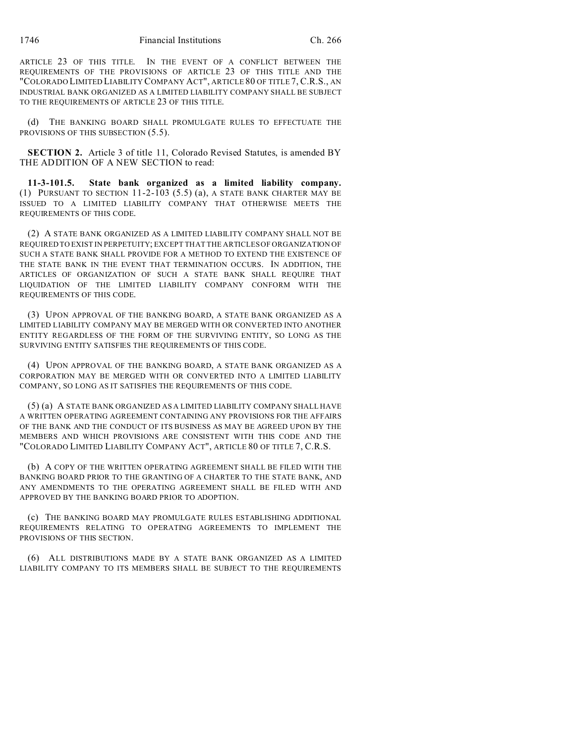ARTICLE 23 OF THIS TITLE. IN THE EVENT OF A CONFLICT BETWEEN THE REQUIREMENTS OF THE PROVISIONS OF ARTICLE 23 OF THIS TITLE AND THE "COLORADO LIMITED LIABILITY COMPANY ACT", ARTICLE 80 OF TITLE 7, C.R.S., AN INDUSTRIAL BANK ORGANIZED AS A LIMITED LIABILITY COMPANY SHALL BE SUBJECT TO THE REQUIREMENTS OF ARTICLE 23 OF THIS TITLE.

(d) THE BANKING BOARD SHALL PROMULGATE RULES TO EFFECTUATE THE PROVISIONS OF THIS SUBSECTION (5.5).

**SECTION 2.** Article 3 of title 11, Colorado Revised Statutes, is amended BY THE ADDITION OF A NEW SECTION to read:

**11-3-101.5. State bank organized as a limited liability company.** (1) PURSUANT TO SECTION 11-2-103 (5.5) (a), A STATE BANK CHARTER MAY BE ISSUED TO A LIMITED LIABILITY COMPANY THAT OTHERWISE MEETS THE REQUIREMENTS OF THIS CODE.

(2) A STATE BANK ORGANIZED AS A LIMITED LIABILITY COMPANY SHALL NOT BE REQUIRED TO EXIST IN PERPETUITY; EXCEPT THAT THE ARTICLES OF ORGANIZATION OF SUCH A STATE BANK SHALL PROVIDE FOR A METHOD TO EXTEND THE EXISTENCE OF THE STATE BANK IN THE EVENT THAT TERMINATION OCCURS. IN ADDITION, THE ARTICLES OF ORGANIZATION OF SUCH A STATE BANK SHALL REQUIRE THAT LIQUIDATION OF THE LIMITED LIABILITY COMPANY CONFORM WITH THE REQUIREMENTS OF THIS CODE.

(3) UPON APPROVAL OF THE BANKING BOARD, A STATE BANK ORGANIZED AS A LIMITED LIABILITY COMPANY MAY BE MERGED WITH OR CONVERTED INTO ANOTHER ENTITY REGARDLESS OF THE FORM OF THE SURVIVING ENTITY, SO LONG AS THE SURVIVING ENTITY SATISFIES THE REQUIREMENTS OF THIS CODE.

(4) UPON APPROVAL OF THE BANKING BOARD, A STATE BANK ORGANIZED AS A CORPORATION MAY BE MERGED WITH OR CONVERTED INTO A LIMITED LIABILITY COMPANY, SO LONG AS IT SATISFIES THE REQUIREMENTS OF THIS CODE.

(5) (a) A STATE BANK ORGANIZED AS A LIMITED LIABILITY COMPANY SHALL HAVE A WRITTEN OPERATING AGREEMENT CONTAINING ANY PROVISIONS FOR THE AFFAIRS OF THE BANK AND THE CONDUCT OF ITS BUSINESS AS MAY BE AGREED UPON BY THE MEMBERS AND WHICH PROVISIONS ARE CONSISTENT WITH THIS CODE AND THE "COLORADO LIMITED LIABILITY COMPANY ACT", ARTICLE 80 OF TITLE 7, C.R.S.

(b) A COPY OF THE WRITTEN OPERATING AGREEMENT SHALL BE FILED WITH THE BANKING BOARD PRIOR TO THE GRANTING OF A CHARTER TO THE STATE BANK, AND ANY AMENDMENTS TO THE OPERATING AGREEMENT SHALL BE FILED WITH AND APPROVED BY THE BANKING BOARD PRIOR TO ADOPTION.

(c) THE BANKING BOARD MAY PROMULGATE RULES ESTABLISHING ADDITIONAL REQUIREMENTS RELATING TO OPERATING AGREEMENTS TO IMPLEMENT THE PROVISIONS OF THIS SECTION.

(6) ALL DISTRIBUTIONS MADE BY A STATE BANK ORGANIZED AS A LIMITED LIABILITY COMPANY TO ITS MEMBERS SHALL BE SUBJECT TO THE REQUIREMENTS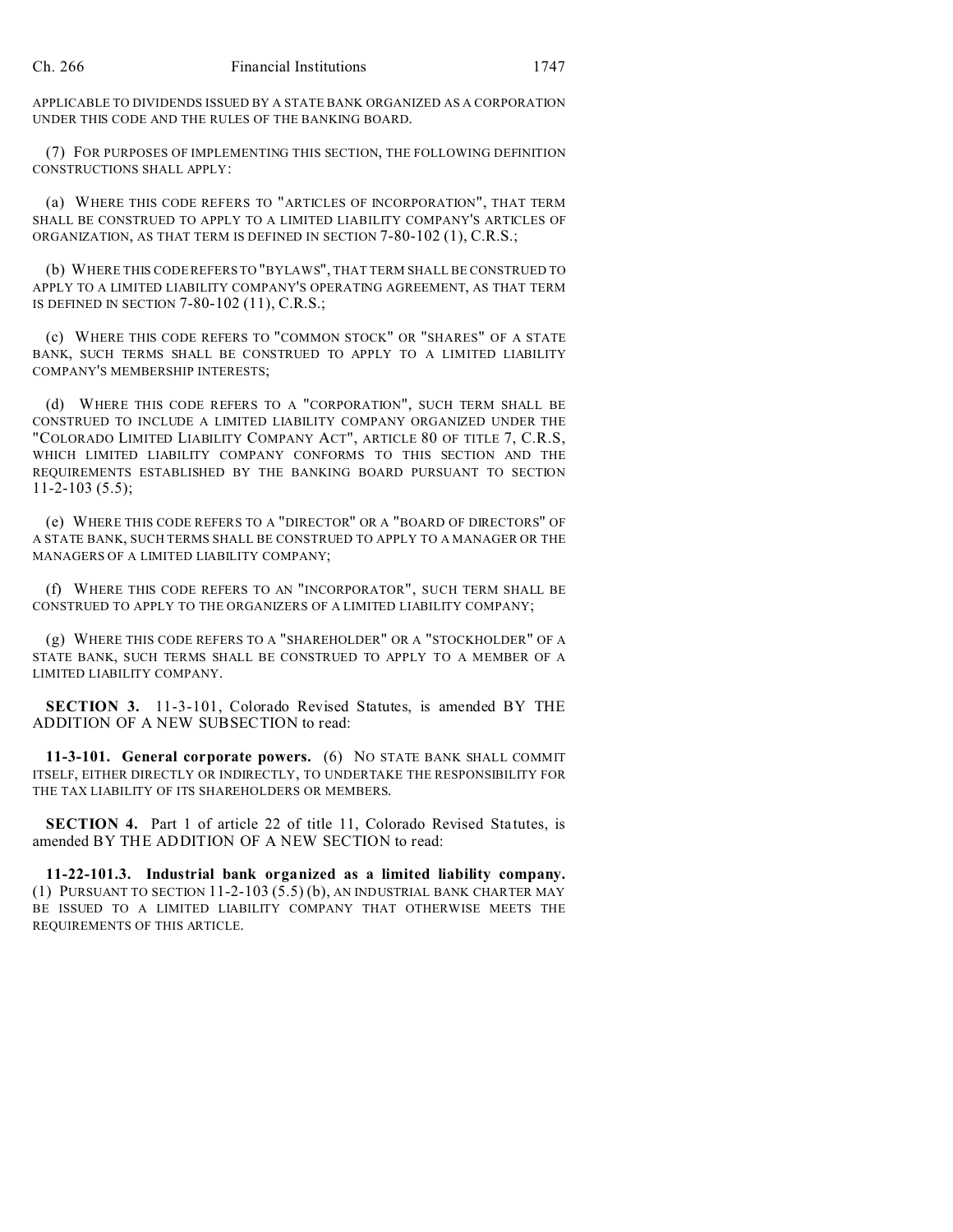APPLICABLE TO DIVIDENDS ISSUED BY A STATE BANK ORGANIZED AS A CORPORATION UNDER THIS CODE AND THE RULES OF THE BANKING BOARD.

(7) FOR PURPOSES OF IMPLEMENTING THIS SECTION, THE FOLLOWING DEFINITION CONSTRUCTIONS SHALL APPLY:

(a) WHERE THIS CODE REFERS TO "ARTICLES OF INCORPORATION", THAT TERM SHALL BE CONSTRUED TO APPLY TO A LIMITED LIABILITY COMPANY'S ARTICLES OF ORGANIZATION, AS THAT TERM IS DEFINED IN SECTION 7-80-102 (1), C.R.S.;

(b) WHERE THIS CODE REFERS TO "BYLAWS", THAT TERM SHALL BE CONSTRUED TO APPLY TO A LIMITED LIABILITY COMPANY'S OPERATING AGREEMENT, AS THAT TERM IS DEFINED IN SECTION 7-80-102 (11), C.R.S.;

(c) WHERE THIS CODE REFERS TO "COMMON STOCK" OR "SHARES" OF A STATE BANK, SUCH TERMS SHALL BE CONSTRUED TO APPLY TO A LIMITED LIABILITY COMPANY'S MEMBERSHIP INTERESTS;

(d) WHERE THIS CODE REFERS TO A "CORPORATION", SUCH TERM SHALL BE CONSTRUED TO INCLUDE A LIMITED LIABILITY COMPANY ORGANIZED UNDER THE "COLORADO LIMITED LIABILITY COMPANY ACT", ARTICLE 80 OF TITLE 7, C.R.S, WHICH LIMITED LIABILITY COMPANY CONFORMS TO THIS SECTION AND THE REQUIREMENTS ESTABLISHED BY THE BANKING BOARD PURSUANT TO SECTION 11-2-103 (5.5);

(e) WHERE THIS CODE REFERS TO A "DIRECTOR" OR A "BOARD OF DIRECTORS" OF A STATE BANK, SUCH TERMS SHALL BE CONSTRUED TO APPLY TO A MANAGER OR THE MANAGERS OF A LIMITED LIABILITY COMPANY;

(f) WHERE THIS CODE REFERS TO AN "INCORPORATOR", SUCH TERM SHALL BE CONSTRUED TO APPLY TO THE ORGANIZERS OF A LIMITED LIABILITY COMPANY;

(g) WHERE THIS CODE REFERS TO A "SHAREHOLDER" OR A "STOCKHOLDER" OF A STATE BANK, SUCH TERMS SHALL BE CONSTRUED TO APPLY TO A MEMBER OF A LIMITED LIABILITY COMPANY.

**SECTION 3.** 11-3-101, Colorado Revised Statutes, is amended BY THE ADDITION OF A NEW SUBSECTION to read:

**11-3-101. General corporate powers.** (6) NO STATE BANK SHALL COMMIT ITSELF, EITHER DIRECTLY OR INDIRECTLY, TO UNDERTAKE THE RESPONSIBILITY FOR THE TAX LIABILITY OF ITS SHAREHOLDERS OR MEMBERS.

**SECTION 4.** Part 1 of article 22 of title 11, Colorado Revised Statutes, is amended BY THE ADDITION OF A NEW SECTION to read:

**11-22-101.3. Industrial bank organized as a limited liability company.** (1) PURSUANT TO SECTION 11-2-103 (5.5) (b), AN INDUSTRIAL BANK CHARTER MAY BE ISSUED TO A LIMITED LIABILITY COMPANY THAT OTHERWISE MEETS THE REQUIREMENTS OF THIS ARTICLE.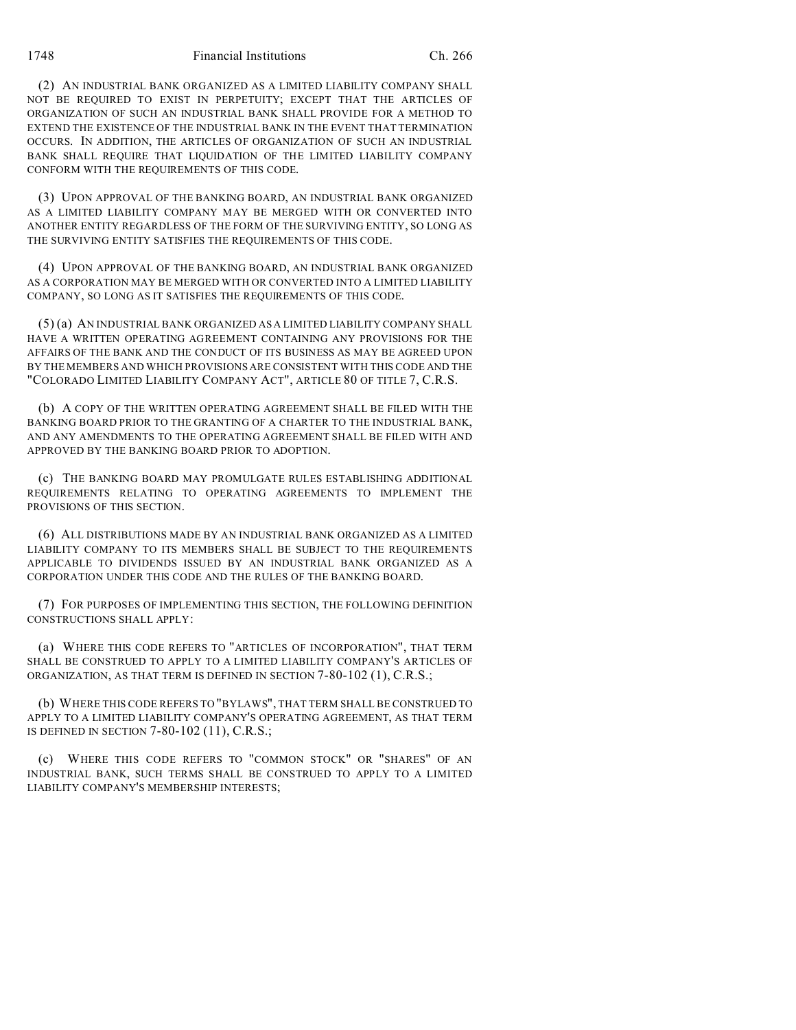(2) AN INDUSTRIAL BANK ORGANIZED AS A LIMITED LIABILITY COMPANY SHALL NOT BE REQUIRED TO EXIST IN PERPETUITY; EXCEPT THAT THE ARTICLES OF ORGANIZATION OF SUCH AN INDUSTRIAL BANK SHALL PROVIDE FOR A METHOD TO EXTEND THE EXISTENCE OF THE INDUSTRIAL BANK IN THE EVENT THAT TERMINATION OCCURS. IN ADDITION, THE ARTICLES OF ORGANIZATION OF SUCH AN INDUSTRIAL BANK SHALL REQUIRE THAT LIQUIDATION OF THE LIMITED LIABILITY COMPANY CONFORM WITH THE REQUIREMENTS OF THIS CODE.

(3) UPON APPROVAL OF THE BANKING BOARD, AN INDUSTRIAL BANK ORGANIZED AS A LIMITED LIABILITY COMPANY MAY BE MERGED WITH OR CONVERTED INTO ANOTHER ENTITY REGARDLESS OF THE FORM OF THE SURVIVING ENTITY, SO LONG AS THE SURVIVING ENTITY SATISFIES THE REQUIREMENTS OF THIS CODE.

(4) UPON APPROVAL OF THE BANKING BOARD, AN INDUSTRIAL BANK ORGANIZED AS A CORPORATION MAY BE MERGED WITH OR CONVERTED INTO A LIMITED LIABILITY COMPANY, SO LONG AS IT SATISFIES THE REQUIREMENTS OF THIS CODE.

(5) (a) AN INDUSTRIAL BANK ORGANIZED AS A LIMITED LIABILITY COMPANY SHALL HAVE A WRITTEN OPERATING AGREEMENT CONTAINING ANY PROVISIONS FOR THE AFFAIRS OF THE BANK AND THE CONDUCT OF ITS BUSINESS AS MAY BE AGREED UPON BY THE MEMBERS AND WHICH PROVISIONS ARE CONSISTENT WITH THIS CODE AND THE "COLORADO LIMITED LIABILITY COMPANY ACT", ARTICLE 80 OF TITLE 7, C.R.S.

(b) A COPY OF THE WRITTEN OPERATING AGREEMENT SHALL BE FILED WITH THE BANKING BOARD PRIOR TO THE GRANTING OF A CHARTER TO THE INDUSTRIAL BANK, AND ANY AMENDMENTS TO THE OPERATING AGREEMENT SHALL BE FILED WITH AND APPROVED BY THE BANKING BOARD PRIOR TO ADOPTION.

(c) THE BANKING BOARD MAY PROMULGATE RULES ESTABLISHING ADDITIONAL REQUIREMENTS RELATING TO OPERATING AGREEMENTS TO IMPLEMENT THE PROVISIONS OF THIS SECTION.

(6) ALL DISTRIBUTIONS MADE BY AN INDUSTRIAL BANK ORGANIZED AS A LIMITED LIABILITY COMPANY TO ITS MEMBERS SHALL BE SUBJECT TO THE REQUIREMENTS APPLICABLE TO DIVIDENDS ISSUED BY AN INDUSTRIAL BANK ORGANIZED AS A CORPORATION UNDER THIS CODE AND THE RULES OF THE BANKING BOARD.

(7) FOR PURPOSES OF IMPLEMENTING THIS SECTION, THE FOLLOWING DEFINITION CONSTRUCTIONS SHALL APPLY:

(a) WHERE THIS CODE REFERS TO "ARTICLES OF INCORPORATION", THAT TERM SHALL BE CONSTRUED TO APPLY TO A LIMITED LIABILITY COMPANY'S ARTICLES OF ORGANIZATION, AS THAT TERM IS DEFINED IN SECTION 7-80-102 (1), C.R.S.;

(b) WHERE THIS CODE REFERS TO "BYLAWS", THAT TERM SHALL BE CONSTRUED TO APPLY TO A LIMITED LIABILITY COMPANY'S OPERATING AGREEMENT, AS THAT TERM IS DEFINED IN SECTION 7-80-102 (11), C.R.S.;

(c) WHERE THIS CODE REFERS TO "COMMON STOCK" OR "SHARES" OF AN INDUSTRIAL BANK, SUCH TERMS SHALL BE CONSTRUED TO APPLY TO A LIMITED LIABILITY COMPANY'S MEMBERSHIP INTERESTS;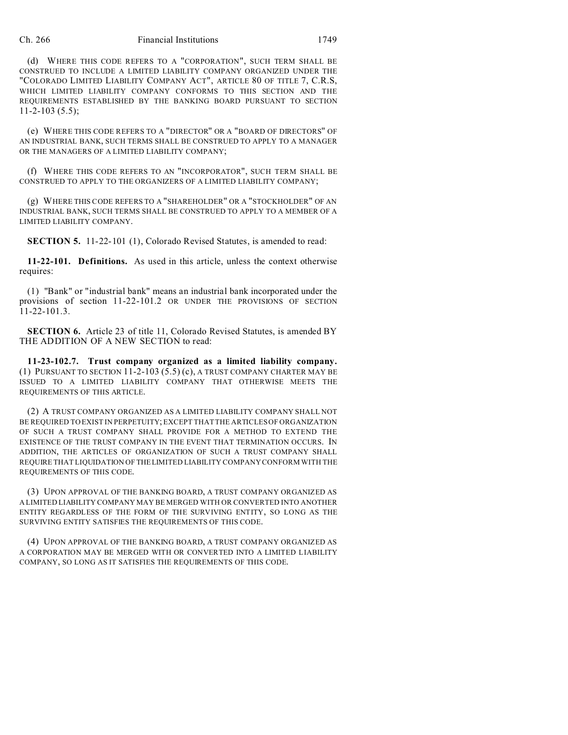(d) WHERE THIS CODE REFERS TO A "CORPORATION", SUCH TERM SHALL BE CONSTRUED TO INCLUDE A LIMITED LIABILITY COMPANY ORGANIZED UNDER THE "COLORADO LIMITED LIABILITY COMPANY ACT", ARTICLE 80 OF TITLE 7, C.R.S, WHICH LIMITED LIABILITY COMPANY CONFORMS TO THIS SECTION AND THE REQUIREMENTS ESTABLISHED BY THE BANKING BOARD PURSUANT TO SECTION 11-2-103 (5.5);

(e) WHERE THIS CODE REFERS TO A "DIRECTOR" OR A "BOARD OF DIRECTORS" OF AN INDUSTRIAL BANK, SUCH TERMS SHALL BE CONSTRUED TO APPLY TO A MANAGER OR THE MANAGERS OF A LIMITED LIABILITY COMPANY;

(f) WHERE THIS CODE REFERS TO AN "INCORPORATOR", SUCH TERM SHALL BE CONSTRUED TO APPLY TO THE ORGANIZERS OF A LIMITED LIABILITY COMPANY;

(g) WHERE THIS CODE REFERS TO A "SHAREHOLDER" OR A "STOCKHOLDER" OF AN INDUSTRIAL BANK, SUCH TERMS SHALL BE CONSTRUED TO APPLY TO A MEMBER OF A LIMITED LIABILITY COMPANY.

**SECTION 5.** 11-22-101 (1), Colorado Revised Statutes, is amended to read:

**11-22-101. Definitions.** As used in this article, unless the context otherwise requires:

(1) "Bank" or "industrial bank" means an industrial bank incorporated under the provisions of section 11-22-101.2 OR UNDER THE PROVISIONS OF SECTION 11-22-101.3.

**SECTION 6.** Article 23 of title 11, Colorado Revised Statutes, is amended BY THE ADDITION OF A NEW SECTION to read:

**11-23-102.7. Trust company organized as a limited liability company.** (1) PURSUANT TO SECTION 11-2-103 (5.5) (c), A TRUST COMPANY CHARTER MAY BE ISSUED TO A LIMITED LIABILITY COMPANY THAT OTHERWISE MEETS THE REQUIREMENTS OF THIS ARTICLE.

(2) A TRUST COMPANY ORGANIZED AS A LIMITED LIABILITY COMPANY SHALL NOT BE REQUIRED TO EXIST IN PERPETUITY; EXCEPT THAT THE ARTICLES OF ORGANIZATION OF SUCH A TRUST COMPANY SHALL PROVIDE FOR A METHOD TO EXTEND THE EXISTENCE OF THE TRUST COMPANY IN THE EVENT THAT TERMINATION OCCURS. IN ADDITION, THE ARTICLES OF ORGANIZATION OF SUCH A TRUST COMPANY SHALL REQUIRE THAT LIQUIDATION OF THE LIMITED LIABILITY COMPANY CONFORM WITH THE REQUIREMENTS OF THIS CODE.

(3) UPON APPROVAL OF THE BANKING BOARD, A TRUST COMPANY ORGANIZED AS A LIMITED LIABILITY COMPANY MAY BE MERGED WITH OR CONVERTED INTO ANOTHER ENTITY REGARDLESS OF THE FORM OF THE SURVIVING ENTITY, SO LONG AS THE SURVIVING ENTITY SATISFIES THE REQUIREMENTS OF THIS CODE.

(4) UPON APPROVAL OF THE BANKING BOARD, A TRUST COMPANY ORGANIZED AS A CORPORATION MAY BE MERGED WITH OR CONVERTED INTO A LIMITED LIABILITY COMPANY, SO LONG AS IT SATISFIES THE REQUIREMENTS OF THIS CODE.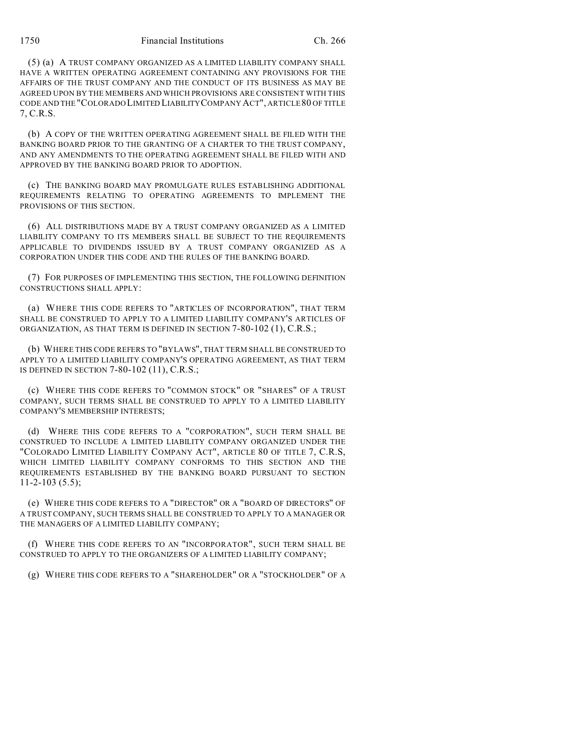(5) (a) A TRUST COMPANY ORGANIZED AS A LIMITED LIABILITY COMPANY SHALL HAVE A WRITTEN OPERATING AGREEMENT CONTAINING ANY PROVISIONS FOR THE AFFAIRS OF THE TRUST COMPANY AND THE CONDUCT OF ITS BUSINESS AS MAY BE AGREED UPON BY THE MEMBERS AND WHICH PROVISIONS ARE CONSISTENT WITH THIS CODE AND THE "COLORADO LIMITED LIABILITY COMPANY ACT", ARTICLE 80 OF TITLE 7, C.R.S.

(b) A COPY OF THE WRITTEN OPERATING AGREEMENT SHALL BE FILED WITH THE BANKING BOARD PRIOR TO THE GRANTING OF A CHARTER TO THE TRUST COMPANY, AND ANY AMENDMENTS TO THE OPERATING AGREEMENT SHALL BE FILED WITH AND APPROVED BY THE BANKING BOARD PRIOR TO ADOPTION.

(c) THE BANKING BOARD MAY PROMULGATE RULES ESTABLISHING ADDITIONAL REQUIREMENTS RELATING TO OPERATING AGREEMENTS TO IMPLEMENT THE PROVISIONS OF THIS SECTION.

(6) ALL DISTRIBUTIONS MADE BY A TRUST COMPANY ORGANIZED AS A LIMITED LIABILITY COMPANY TO ITS MEMBERS SHALL BE SUBJECT TO THE REQUIREMENTS APPLICABLE TO DIVIDENDS ISSUED BY A TRUST COMPANY ORGANIZED AS A CORPORATION UNDER THIS CODE AND THE RULES OF THE BANKING BOARD.

(7) FOR PURPOSES OF IMPLEMENTING THIS SECTION, THE FOLLOWING DEFINITION CONSTRUCTIONS SHALL APPLY:

(a) WHERE THIS CODE REFERS TO "ARTICLES OF INCORPORATION", THAT TERM SHALL BE CONSTRUED TO APPLY TO A LIMITED LIABILITY COMPANY'S ARTICLES OF ORGANIZATION, AS THAT TERM IS DEFINED IN SECTION 7-80-102 (1), C.R.S.;

(b) WHERE THIS CODE REFERS TO "BYLAWS", THAT TERM SHALL BE CONSTRUED TO APPLY TO A LIMITED LIABILITY COMPANY'S OPERATING AGREEMENT, AS THAT TERM IS DEFINED IN SECTION 7-80-102 (11), C.R.S.;

(c) WHERE THIS CODE REFERS TO "COMMON STOCK" OR "SHARES" OF A TRUST COMPANY, SUCH TERMS SHALL BE CONSTRUED TO APPLY TO A LIMITED LIABILITY COMPANY'S MEMBERSHIP INTERESTS;

(d) WHERE THIS CODE REFERS TO A "CORPORATION", SUCH TERM SHALL BE CONSTRUED TO INCLUDE A LIMITED LIABILITY COMPANY ORGANIZED UNDER THE "COLORADO LIMITED LIABILITY COMPANY ACT", ARTICLE 80 OF TITLE 7, C.R.S, WHICH LIMITED LIABILITY COMPANY CONFORMS TO THIS SECTION AND THE REQUIREMENTS ESTABLISHED BY THE BANKING BOARD PURSUANT TO SECTION 11-2-103 (5.5);

(e) WHERE THIS CODE REFERS TO A "DIRECTOR" OR A "BOARD OF DIRECTORS" OF A TRUST COMPANY, SUCH TERMS SHALL BE CONSTRUED TO APPLY TO A MANAGER OR THE MANAGERS OF A LIMITED LIABILITY COMPANY;

(f) WHERE THIS CODE REFERS TO AN "INCORPORATOR", SUCH TERM SHALL BE CONSTRUED TO APPLY TO THE ORGANIZERS OF A LIMITED LIABILITY COMPANY;

(g) WHERE THIS CODE REFERS TO A "SHAREHOLDER" OR A "STOCKHOLDER" OF A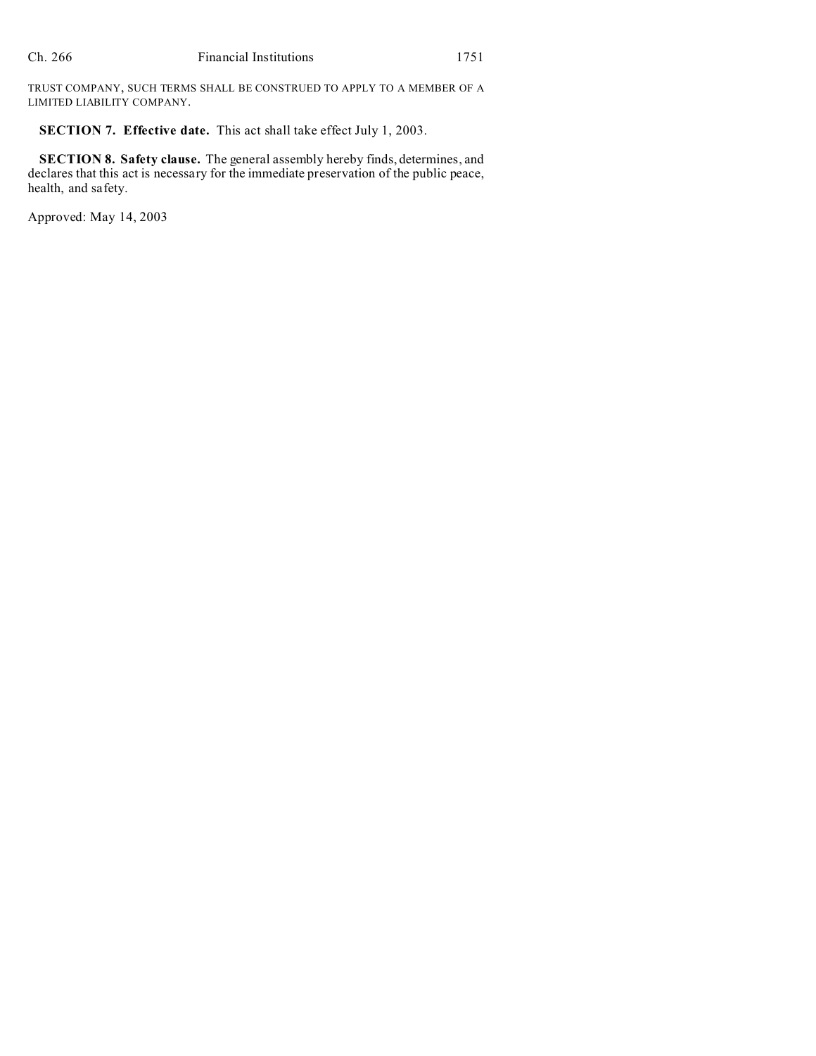TRUST COMPANY, SUCH TERMS SHALL BE CONSTRUED TO APPLY TO A MEMBER OF A LIMITED LIABILITY COMPANY.

**SECTION 7. Effective date.** This act shall take effect July 1, 2003.

**SECTION 8. Safety clause.** The general assembly hereby finds, determines, and declares that this act is necessary for the immediate preservation of the public peace, health, and safety.

Approved: May 14, 2003